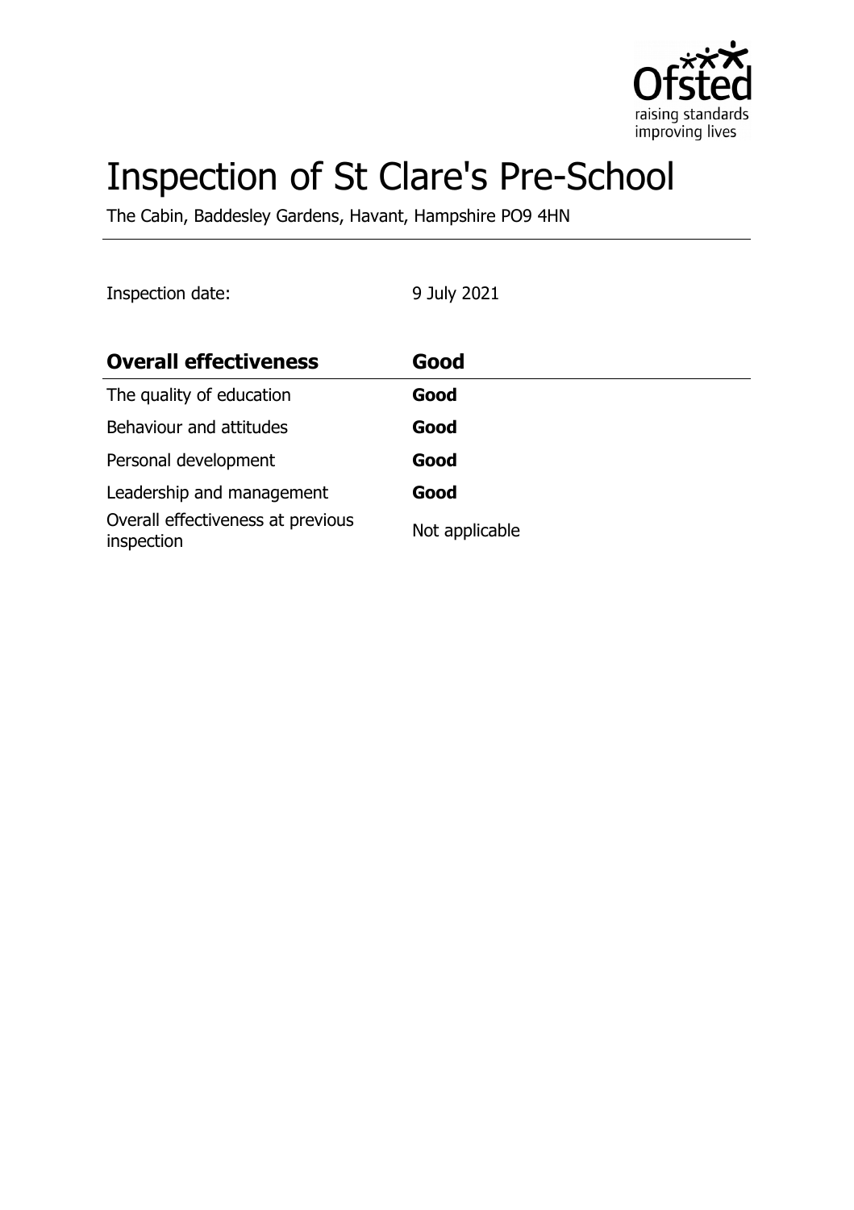# Inspection of St Clare's Pre-School

The Cabin, Baddesley Gardens, Havant, Hampshire PO9 4HN

Inspection date: 9 July 2021

| **Overall effectiveness** | **Good** |
| --- | --- |
| The quality of education | **Good** |
| Behaviour and attitudes | **Good** |
| Personal development | **Good** |
| Leadership and management | **Good** |
| Overall effectiveness at previous inspection | Not applicable |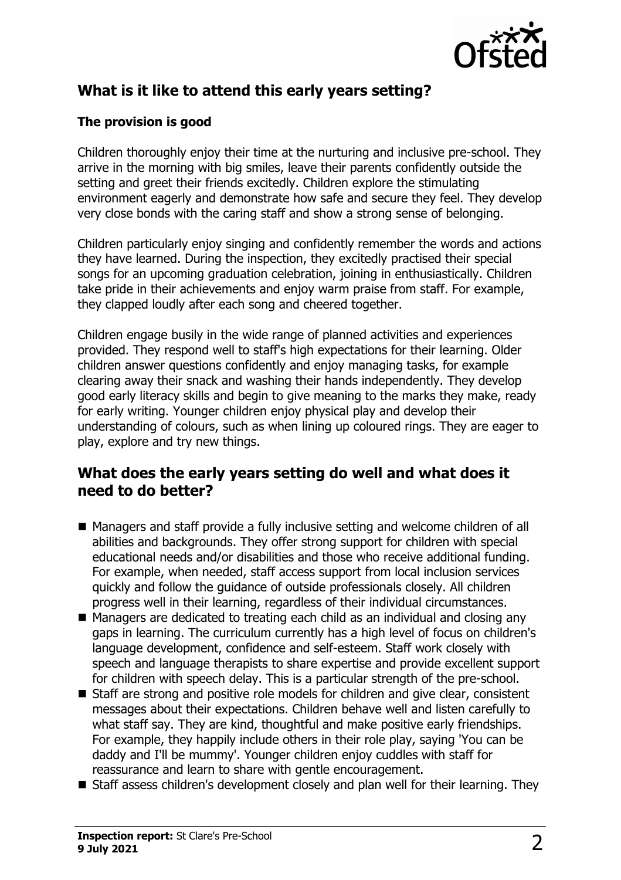## What is it like to attend this early years setting?

### The provision is good

Children thoroughly enjoy their time at the nurturing and inclusive pre-school. They arrive in the morning with big smiles, leave their parents confidently outside the setting and greet their friends excitedly. Children explore the stimulating environment eagerly and demonstrate how safe and secure they feel. They develop very close bonds with the caring staff and show a strong sense of belonging.

Children particularly enjoy singing and confidently remember the words and actions they have learned. During the inspection, they excitedly practised their special songs for an upcoming graduation celebration, joining in enthusiastically. Children take pride in their achievements and enjoy warm praise from staff. For example, they clapped loudly after each song and cheered together.

Children engage busily in the wide range of planned activities and experiences provided. They respond well to staff's high expectations for their learning. Older children answer questions confidently and enjoy managing tasks, for example clearing away their snack and washing their hands independently. They develop good early literacy skills and begin to give meaning to the marks they make, ready for early writing. Younger children enjoy physical play and develop their understanding of colours, such as when lining up coloured rings. They are eager to play, explore and try new things.

## What does the early years setting do well and what does it need to do better?

- Managers and staff provide a fully inclusive setting and welcome children of all abilities and backgrounds. They offer strong support for children with special educational needs and/or disabilities and those who receive additional funding. For example, when needed, staff access support from local inclusion services quickly and follow the guidance of outside professionals closely. All children progress well in their learning, regardless of their individual circumstances.
- Managers are dedicated to treating each child as an individual and closing any gaps in learning. The curriculum currently has a high level of focus on children's language development, confidence and self-esteem. Staff work closely with speech and language therapists to share expertise and provide excellent support for children with speech delay. This is a particular strength of the pre-school.
- Staff are strong and positive role models for children and give clear, consistent messages about their expectations. Children behave well and listen carefully to what staff say. They are kind, thoughtful and make positive early friendships. For example, they happily include others in their role play, saying 'You can be daddy and I'll be mummy'. Younger children enjoy cuddles with staff for reassurance and learn to share with gentle encouragement.
- Staff assess children's development closely and plan well for their learning. They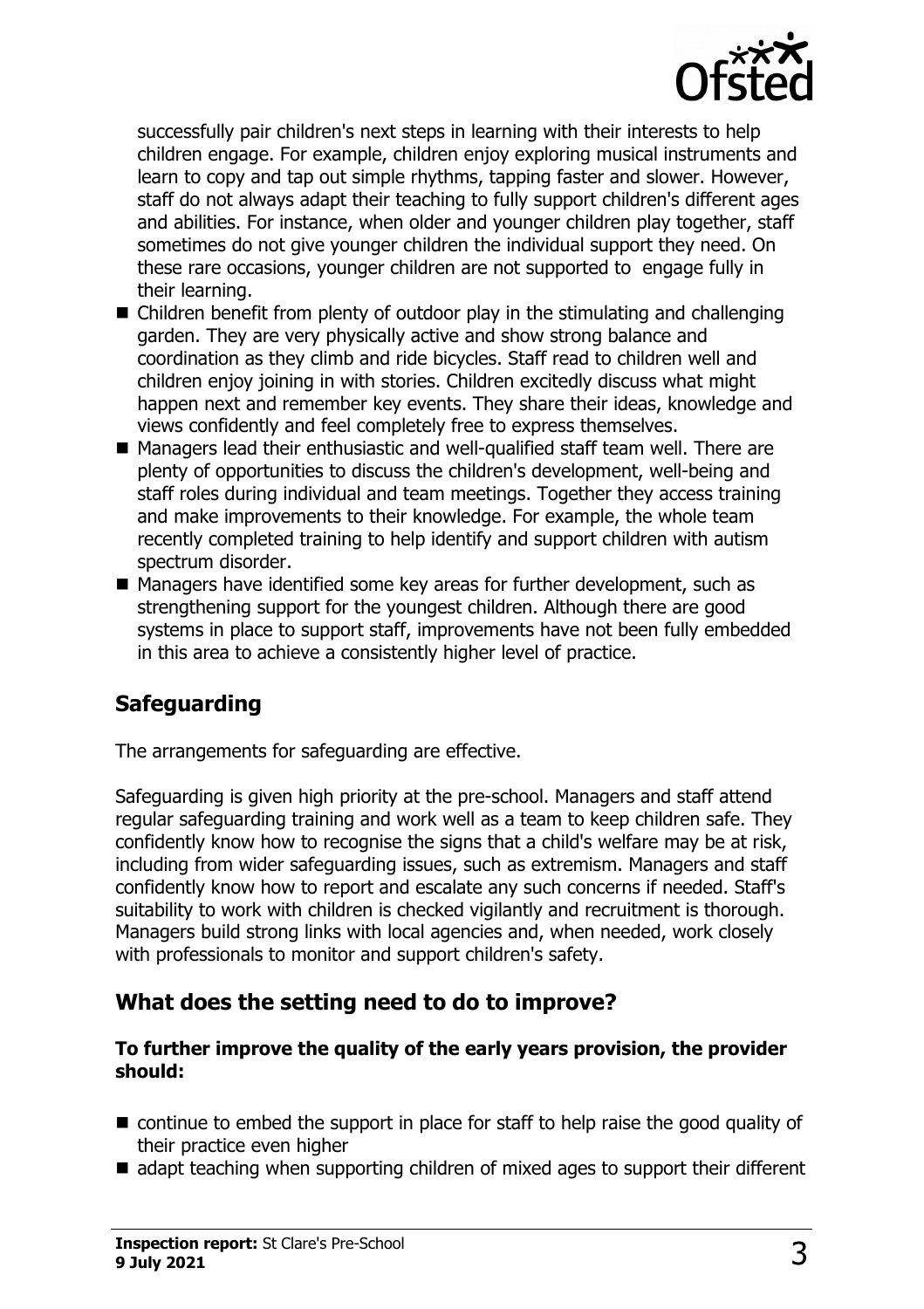successfully pair children's next steps in learning with their interests to help children engage. For example, children enjoy exploring musical instruments and learn to copy and tap out simple rhythms, tapping faster and slower. However, staff do not always adapt their teaching to fully support children's different ages and abilities. For instance, when older and younger children play together, staff sometimes do not give younger children the individual support they need. On these rare occasions, younger children are not supported to engage fully in their learning.

- Children benefit from plenty of outdoor play in the stimulating and challenging garden. They are very physically active and show strong balance and coordination as they climb and ride bicycles. Staff read to children well and children enjoy joining in with stories. Children excitedly discuss what might happen next and remember key events. They share their ideas, knowledge and views confidently and feel completely free to express themselves.
- Managers lead their enthusiastic and well-qualified staff team well. There are plenty of opportunities to discuss the children's development, well-being and staff roles during individual and team meetings. Together they access training and make improvements to their knowledge. For example, the whole team recently completed training to help identify and support children with autism spectrum disorder.
- Managers have identified some key areas for further development, such as strengthening support for the youngest children. Although there are good systems in place to support staff, improvements have not been fully embedded in this area to achieve a consistently higher level of practice.

## Safeguarding

The arrangements for safeguarding are effective.

Safeguarding is given high priority at the pre-school. Managers and staff attend regular safeguarding training and work well as a team to keep children safe. They confidently know how to recognise the signs that a child's welfare may be at risk, including from wider safeguarding issues, such as extremism. Managers and staff confidently know how to report and escalate any such concerns if needed. Staff's suitability to work with children is checked vigilantly and recruitment is thorough. Managers build strong links with local agencies and, when needed, work closely with professionals to monitor and support children's safety.

## What does the setting need to do to improve?

**To further improve the quality of the early years provision, the provider should:**

- continue to embed the support in place for staff to help raise the good quality of their practice even higher
- adapt teaching when supporting children of mixed ages to support their different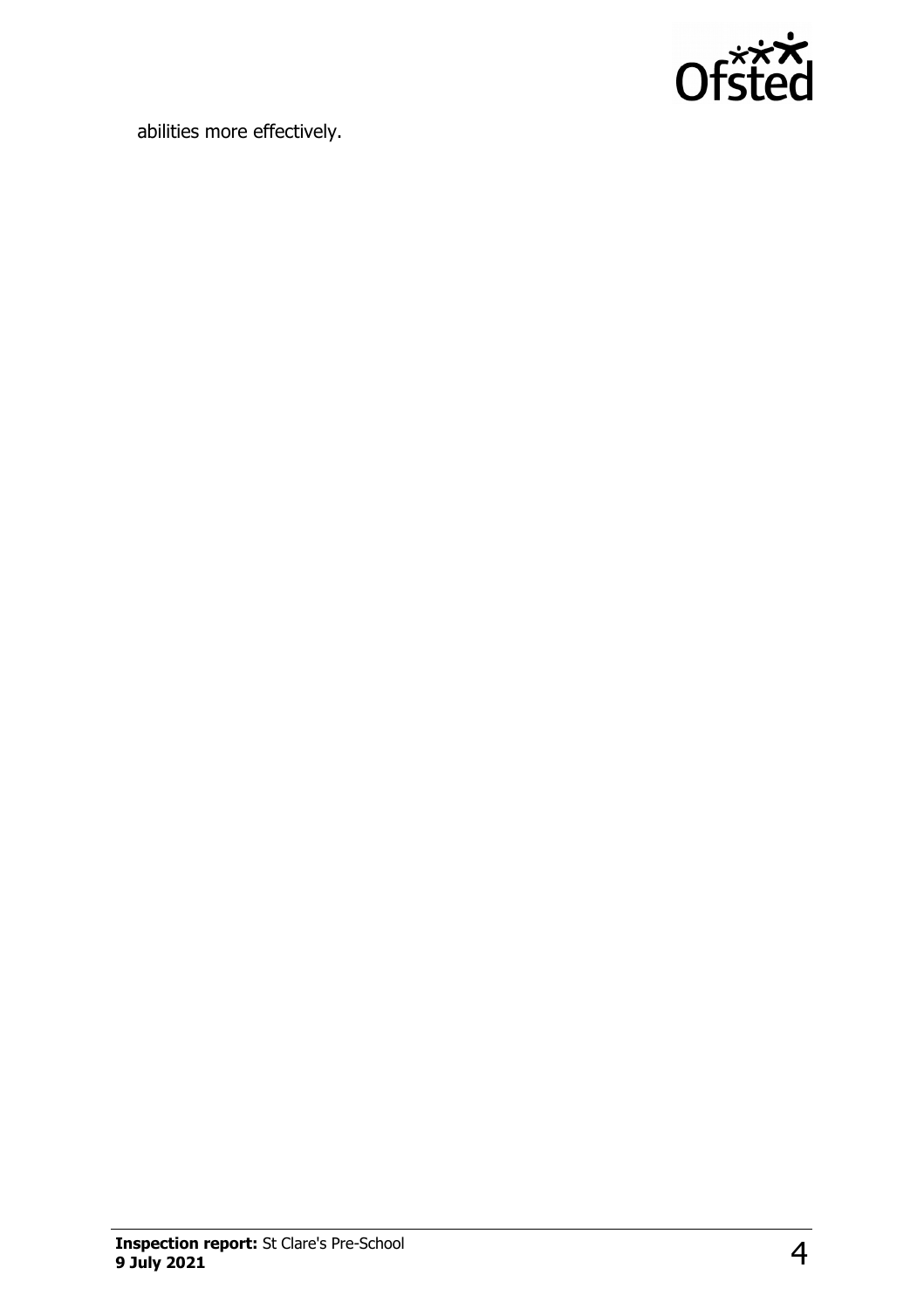abilities more effectively.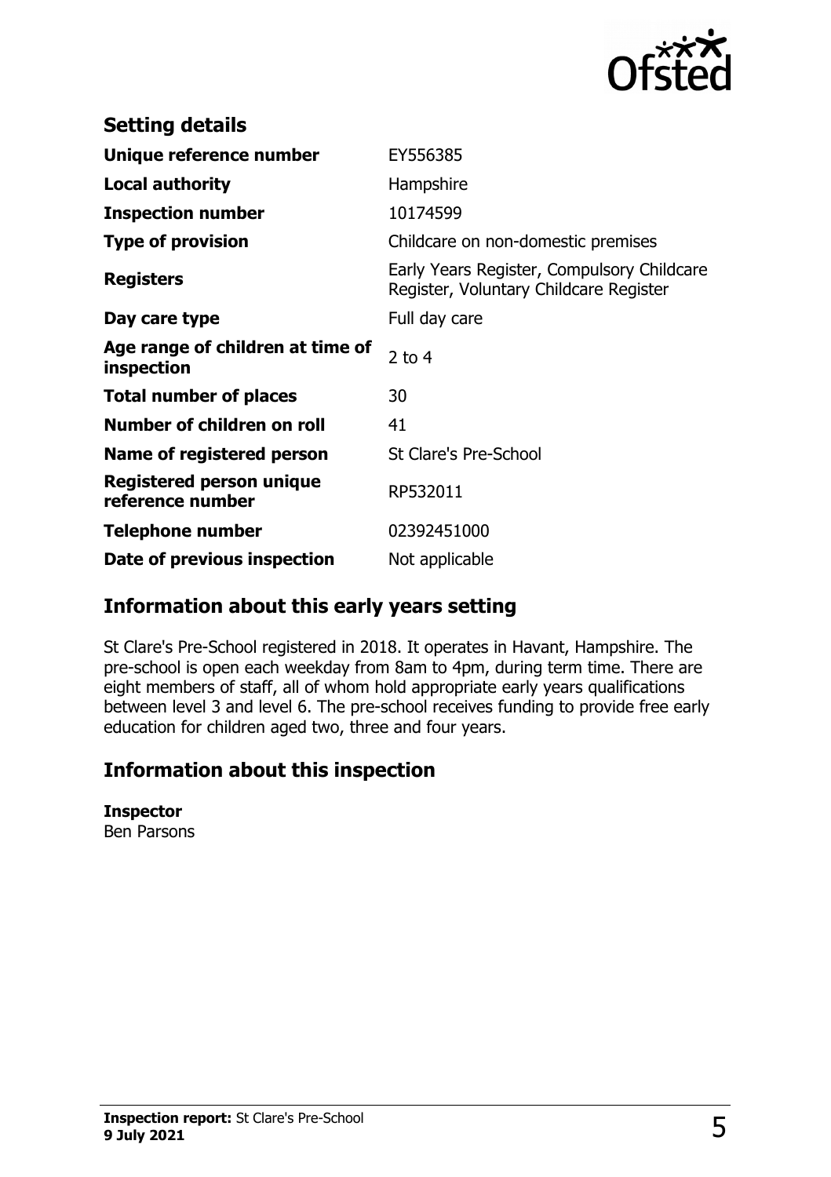## Setting details

| | |
|---|---|
| **Unique reference number** | EY556385 |
| **Local authority** | Hampshire |
| **Inspection number** | 10174599 |
| **Type of provision** | Childcare on non-domestic premises |
| **Registers** | Early Years Register, Compulsory Childcare Register, Voluntary Childcare Register |
| **Day care type** | Full day care |
| **Age range of children at time of inspection** | 2 to 4 |
| **Total number of places** | 30 |
| **Number of children on roll** | 41 |
| **Name of registered person** | St Clare's Pre-School |
| **Registered person unique reference number** | RP532011 |
| **Telephone number** | 02392451000 |
| **Date of previous inspection** | Not applicable |

## Information about this early years setting

St Clare's Pre-School registered in 2018. It operates in Havant, Hampshire. The pre-school is open each weekday from 8am to 4pm, during term time. There are eight members of staff, all of whom hold appropriate early years qualifications between level 3 and level 6. The pre-school receives funding to provide free early education for children aged two, three and four years.

## Information about this inspection

**Inspector**
Ben Parsons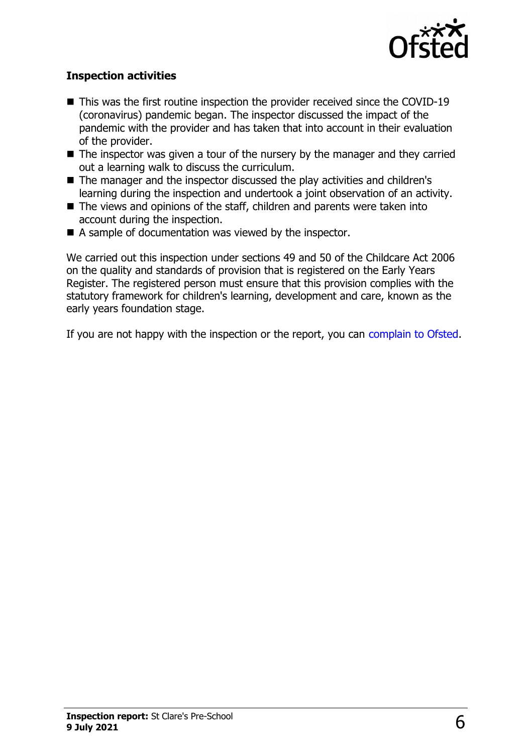### Inspection activities

- This was the first routine inspection the provider received since the COVID-19 (coronavirus) pandemic began. The inspector discussed the impact of the pandemic with the provider and has taken that into account in their evaluation of the provider.
- The inspector was given a tour of the nursery by the manager and they carried out a learning walk to discuss the curriculum.
- The manager and the inspector discussed the play activities and children's learning during the inspection and undertook a joint observation of an activity.
- The views and opinions of the staff, children and parents were taken into account during the inspection.
- A sample of documentation was viewed by the inspector.

We carried out this inspection under sections 49 and 50 of the Childcare Act 2006 on the quality and standards of provision that is registered on the Early Years Register. The registered person must ensure that this provision complies with the statutory framework for children's learning, development and care, known as the early years foundation stage.

If you are not happy with the inspection or the report, you can complain to Ofsted.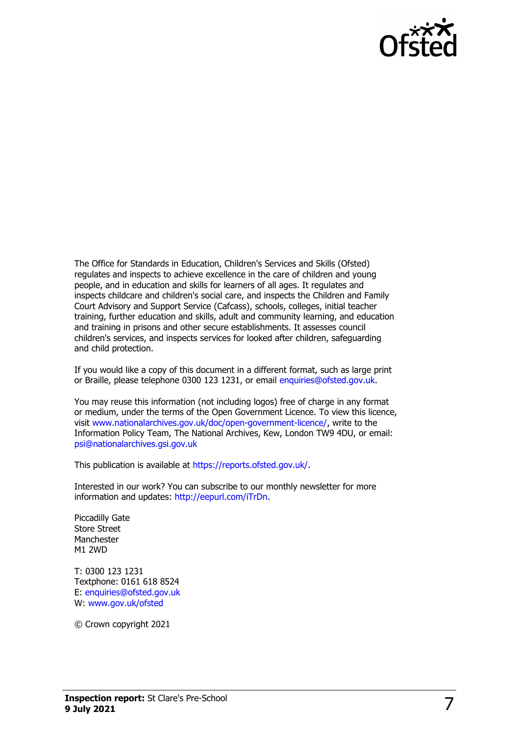The Office for Standards in Education, Children's Services and Skills (Ofsted) regulates and inspects to achieve excellence in the care of children and young people, and in education and skills for learners of all ages. It regulates and inspects childcare and children's social care, and inspects the Children and Family Court Advisory and Support Service (Cafcass), schools, colleges, initial teacher training, further education and skills, adult and community learning, and education and training in prisons and other secure establishments. It assesses council children's services, and inspects services for looked after children, safeguarding and child protection.

If you would like a copy of this document in a different format, such as large print or Braille, please telephone 0300 123 1231, or email enquiries@ofsted.gov.uk.

You may reuse this information (not including logos) free of charge in any format or medium, under the terms of the Open Government Licence. To view this licence, visit www.nationalarchives.gov.uk/doc/open-government-licence/, write to the Information Policy Team, The National Archives, Kew, London TW9 4DU, or email: psi@nationalarchives.gsi.gov.uk

This publication is available at https://reports.ofsted.gov.uk/.

Interested in our work? You can subscribe to our monthly newsletter for more information and updates: http://eepurl.com/iTrDn.

Piccadilly Gate
Store Street
Manchester
M1 2WD

T: 0300 123 1231
Textphone: 0161 618 8524
E: enquiries@ofsted.gov.uk
W: www.gov.uk/ofsted

© Crown copyright 2021